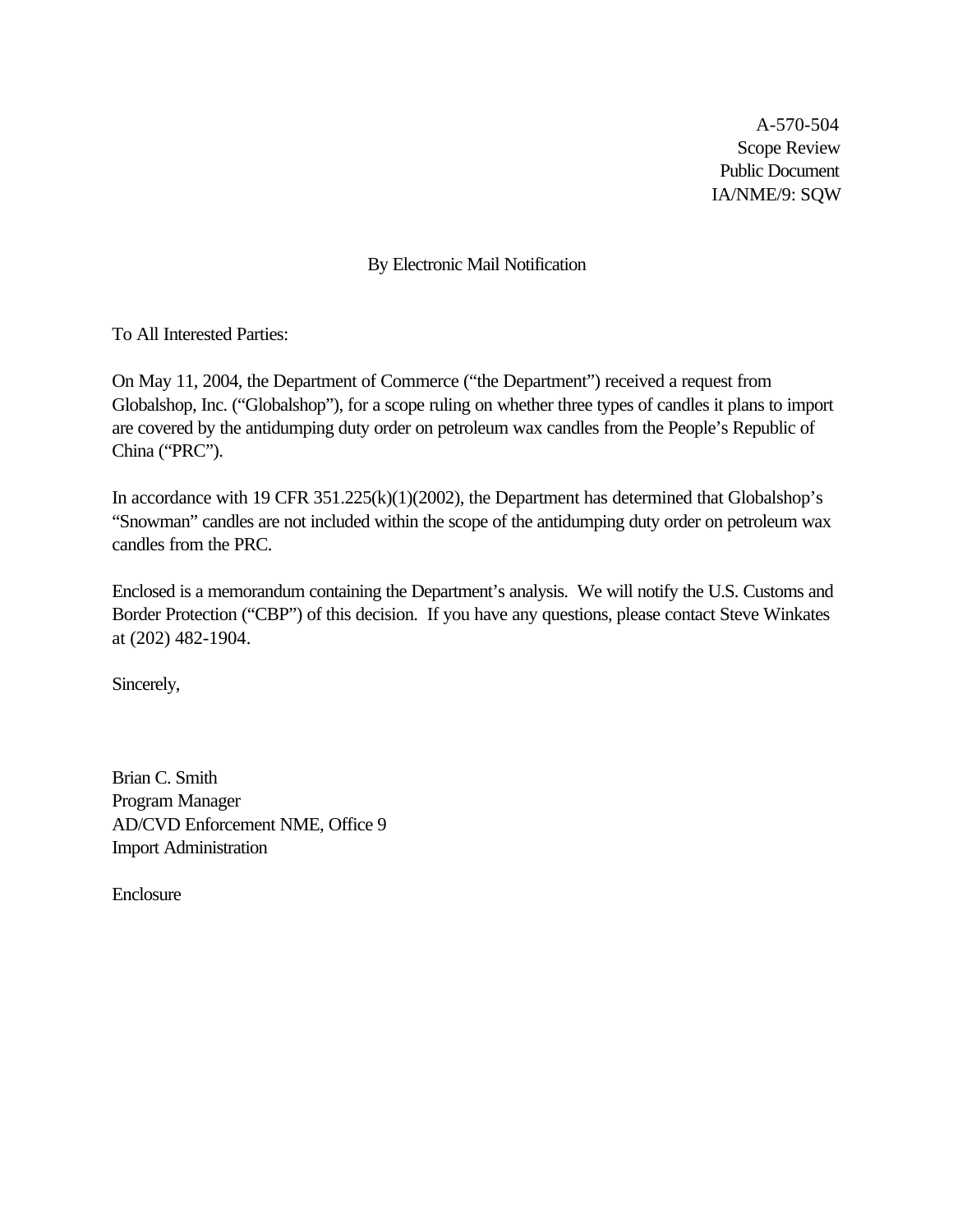A-570-504
Scope Review
Public Document
IA/NME/9: SQW

By Electronic Mail Notification

To All Interested Parties:

On May 11, 2004, the Department of Commerce ("the Department") received a request from Globalshop, Inc. ("Globalshop"), for a scope ruling on whether three types of candles it plans to import are covered by the antidumping duty order on petroleum wax candles from the People's Republic of China ("PRC").

In accordance with 19 CFR 351.225(k)(1)(2002), the Department has determined that Globalshop's "Snowman" candles are not included within the scope of the antidumping duty order on petroleum wax candles from the PRC.

Enclosed is a memorandum containing the Department's analysis. We will notify the U.S. Customs and Border Protection ("CBP") of this decision. If you have any questions, please contact Steve Winkates at (202) 482-1904.

Sincerely,

Brian C. Smith
Program Manager
AD/CVD Enforcement NME, Office 9
Import Administration

Enclosure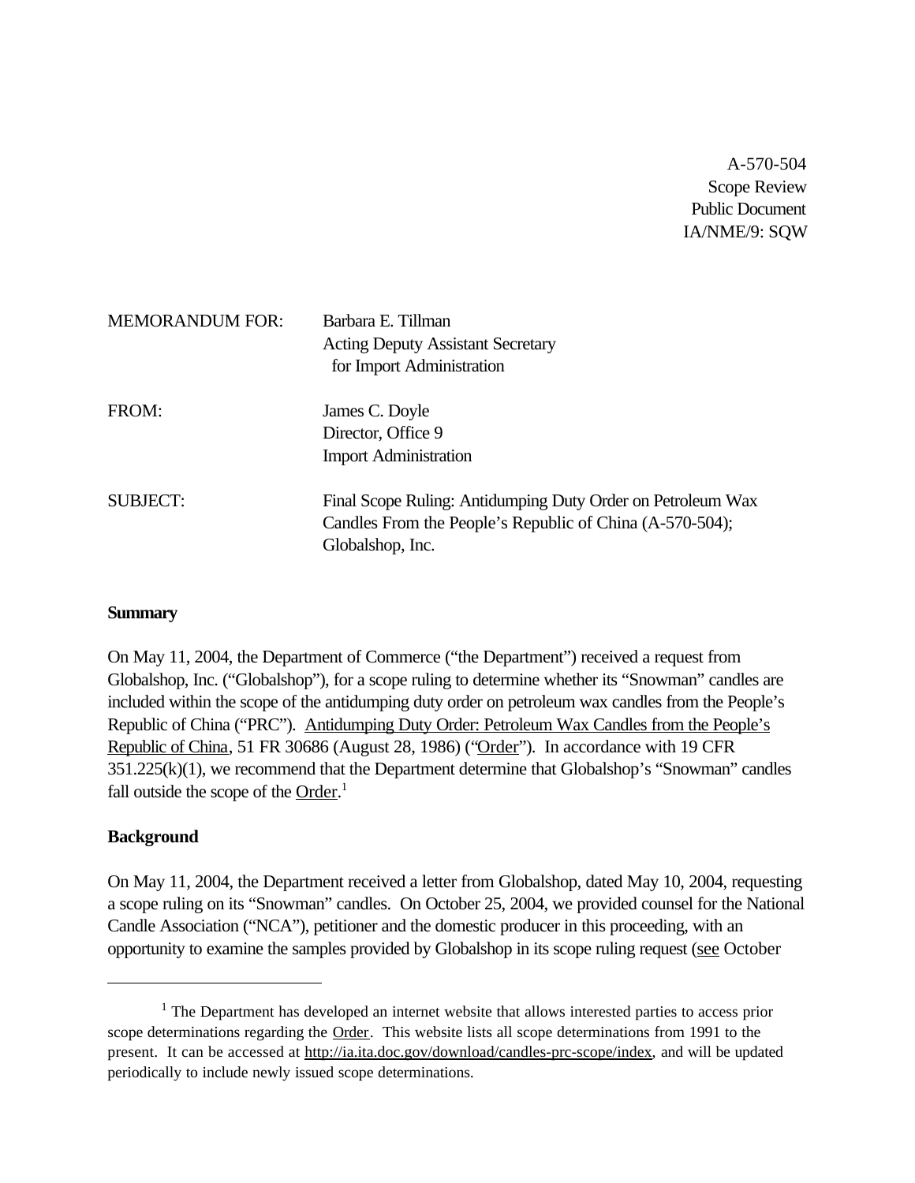A-570-504
Scope Review
Public Document
IA/NME/9: SQW

MEMORANDUM FOR: Barbara E. Tillman
Acting Deputy Assistant Secretary
for Import Administration

FROM: James C. Doyle
Director, Office 9
Import Administration

SUBJECT: Final Scope Ruling: Antidumping Duty Order on Petroleum Wax Candles From the People's Republic of China (A-570-504); Globalshop, Inc.

**Summary**

On May 11, 2004, the Department of Commerce ("the Department") received a request from Globalshop, Inc. ("Globalshop"), for a scope ruling to determine whether its "Snowman" candles are included within the scope of the antidumping duty order on petroleum wax candles from the People's Republic of China ("PRC"). Antidumping Duty Order: Petroleum Wax Candles from the People's Republic of China, 51 FR 30686 (August 28, 1986) ("Order"). In accordance with 19 CFR 351.225(k)(1), we recommend that the Department determine that Globalshop's "Snowman" candles fall outside the scope of the Order.[1]

**Background**

On May 11, 2004, the Department received a letter from Globalshop, dated May 10, 2004, requesting a scope ruling on its "Snowman" candles. On October 25, 2004, we provided counsel for the National Candle Association ("NCA"), petitioner and the domestic producer in this proceeding, with an opportunity to examine the samples provided by Globalshop in its scope ruling request (see October

[1] The Department has developed an internet website that allows interested parties to access prior scope determinations regarding the Order. This website lists all scope determinations from 1991 to the present. It can be accessed at http://ia.ita.doc.gov/download/candles-prc-scope/index, and will be updated periodically to include newly issued scope determinations.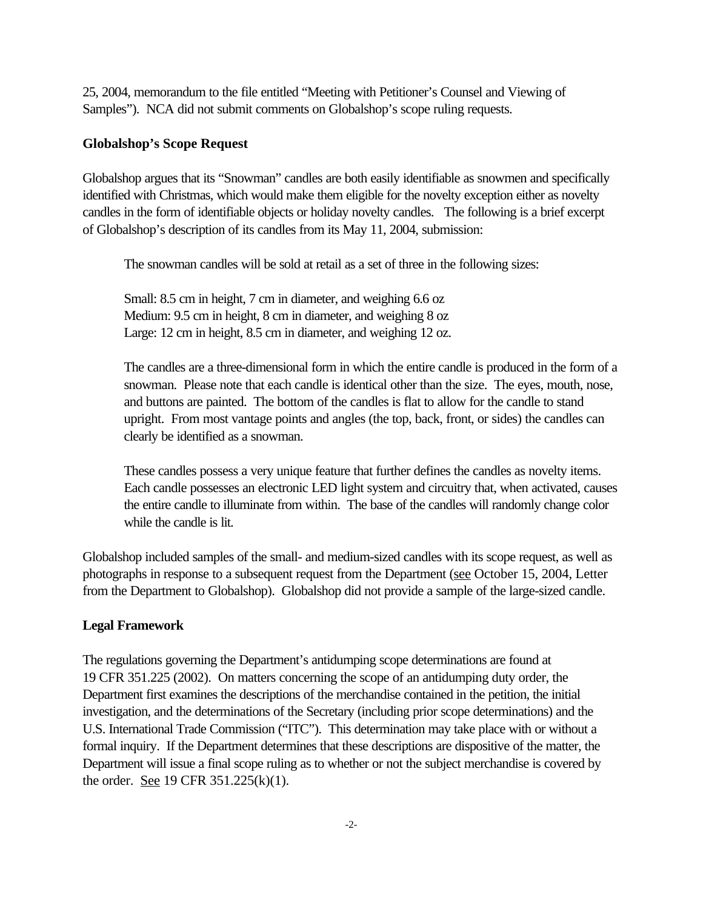25, 2004, memorandum to the file entitled "Meeting with Petitioner's Counsel and Viewing of Samples"). NCA did not submit comments on Globalshop's scope ruling requests.

**Globalshop's Scope Request**

Globalshop argues that its "Snowman" candles are both easily identifiable as snowmen and specifically identified with Christmas, which would make them eligible for the novelty exception either as novelty candles in the form of identifiable objects or holiday novelty candles. The following is a brief excerpt of Globalshop's description of its candles from its May 11, 2004, submission:

> The snowman candles will be sold at retail as a set of three in the following sizes:
>
> Small: 8.5 cm in height, 7 cm in diameter, and weighing 6.6 oz
> Medium: 9.5 cm in height, 8 cm in diameter, and weighing 8 oz
> Large: 12 cm in height, 8.5 cm in diameter, and weighing 12 oz.
>
> The candles are a three-dimensional form in which the entire candle is produced in the form of a snowman. Please note that each candle is identical other than the size. The eyes, mouth, nose, and buttons are painted. The bottom of the candles is flat to allow for the candle to stand upright. From most vantage points and angles (the top, back, front, or sides) the candles can clearly be identified as a snowman.
>
> These candles possess a very unique feature that further defines the candles as novelty items. Each candle possesses an electronic LED light system and circuitry that, when activated, causes the entire candle to illuminate from within. The base of the candles will randomly change color while the candle is lit.

Globalshop included samples of the small- and medium-sized candles with its scope request, as well as photographs in response to a subsequent request from the Department (see October 15, 2004, Letter from the Department to Globalshop). Globalshop did not provide a sample of the large-sized candle.

**Legal Framework**

The regulations governing the Department's antidumping scope determinations are found at 19 CFR 351.225 (2002). On matters concerning the scope of an antidumping duty order, the Department first examines the descriptions of the merchandise contained in the petition, the initial investigation, and the determinations of the Secretary (including prior scope determinations) and the U.S. International Trade Commission ("ITC"). This determination may take place with or without a formal inquiry. If the Department determines that these descriptions are dispositive of the matter, the Department will issue a final scope ruling as to whether or not the subject merchandise is covered by the order. See 19 CFR 351.225(k)(1).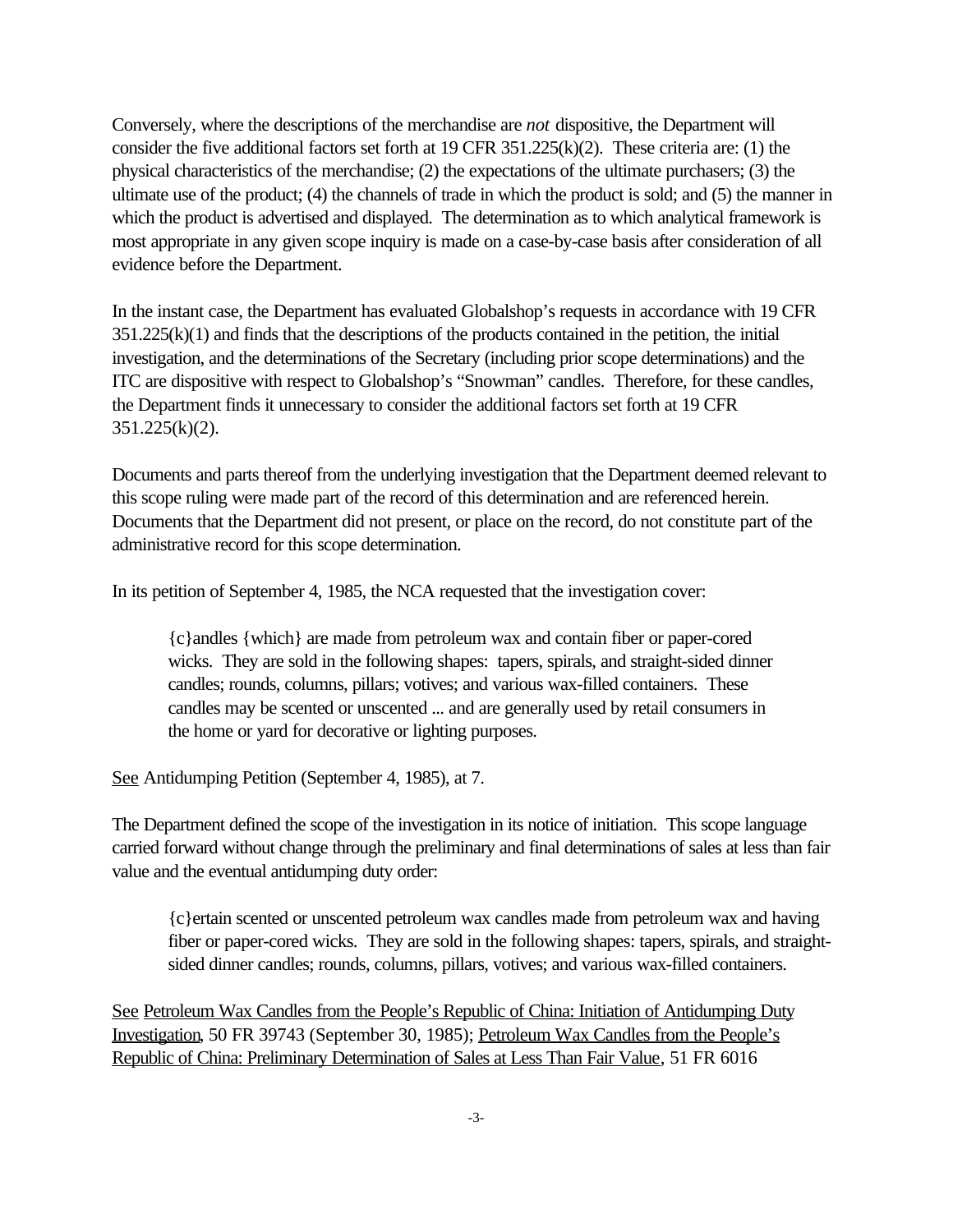Conversely, where the descriptions of the merchandise are *not* dispositive, the Department will consider the five additional factors set forth at 19 CFR 351.225(k)(2). These criteria are: (1) the physical characteristics of the merchandise; (2) the expectations of the ultimate purchasers; (3) the ultimate use of the product; (4) the channels of trade in which the product is sold; and (5) the manner in which the product is advertised and displayed. The determination as to which analytical framework is most appropriate in any given scope inquiry is made on a case-by-case basis after consideration of all evidence before the Department.

In the instant case, the Department has evaluated Globalshop's requests in accordance with 19 CFR 351.225(k)(1) and finds that the descriptions of the products contained in the petition, the initial investigation, and the determinations of the Secretary (including prior scope determinations) and the ITC are dispositive with respect to Globalshop's "Snowman" candles. Therefore, for these candles, the Department finds it unnecessary to consider the additional factors set forth at 19 CFR 351.225(k)(2).

Documents and parts thereof from the underlying investigation that the Department deemed relevant to this scope ruling were made part of the record of this determination and are referenced herein. Documents that the Department did not present, or place on the record, do not constitute part of the administrative record for this scope determination.

In its petition of September 4, 1985, the NCA requested that the investigation cover:

> {c}andles {which} are made from petroleum wax and contain fiber or paper-cored wicks. They are sold in the following shapes: tapers, spirals, and straight-sided dinner candles; rounds, columns, pillars; votives; and various wax-filled containers. These candles may be scented or unscented ... and are generally used by retail consumers in the home or yard for decorative or lighting purposes.

See Antidumping Petition (September 4, 1985), at 7.

The Department defined the scope of the investigation in its notice of initiation. This scope language carried forward without change through the preliminary and final determinations of sales at less than fair value and the eventual antidumping duty order:

> {c}ertain scented or unscented petroleum wax candles made from petroleum wax and having fiber or paper-cored wicks. They are sold in the following shapes: tapers, spirals, and straight-sided dinner candles; rounds, columns, pillars, votives; and various wax-filled containers.

See Petroleum Wax Candles from the People's Republic of China: Initiation of Antidumping Duty Investigation, 50 FR 39743 (September 30, 1985); Petroleum Wax Candles from the People's Republic of China: Preliminary Determination of Sales at Less Than Fair Value, 51 FR 6016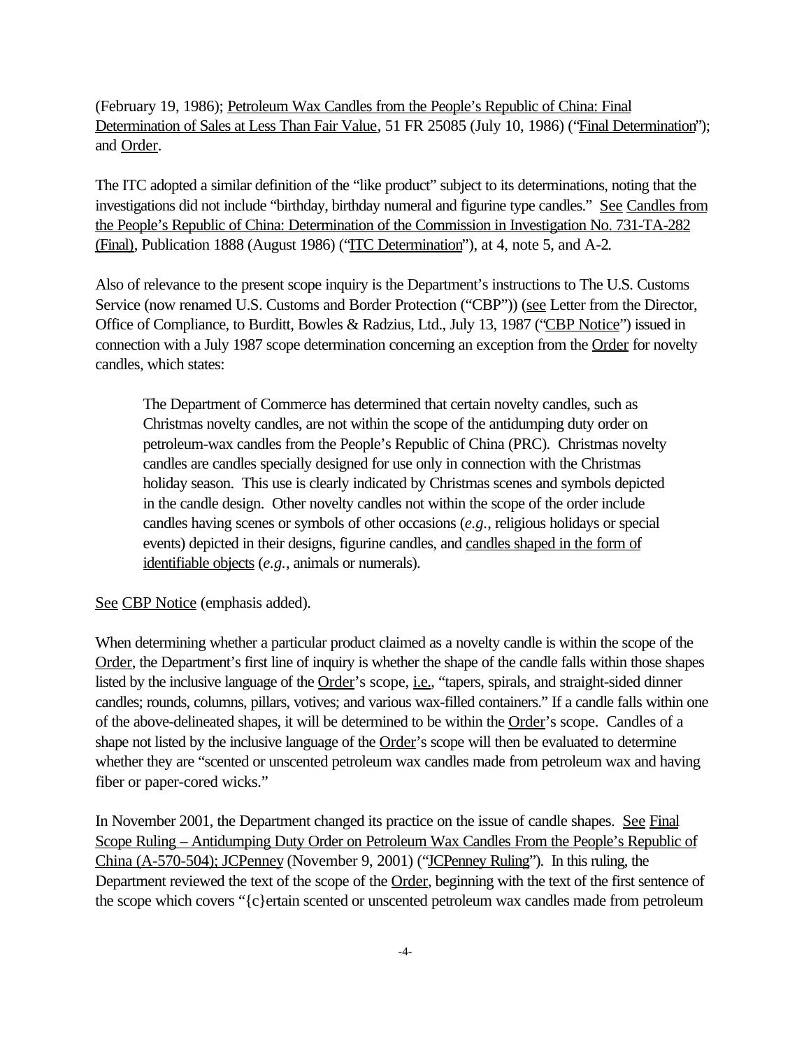(February 19, 1986); Petroleum Wax Candles from the People's Republic of China: Final Determination of Sales at Less Than Fair Value, 51 FR 25085 (July 10, 1986) ("Final Determination"); and Order.

The ITC adopted a similar definition of the "like product" subject to its determinations, noting that the investigations did not include "birthday, birthday numeral and figurine type candles." See Candles from the People's Republic of China: Determination of the Commission in Investigation No. 731-TA-282 (Final), Publication 1888 (August 1986) ("ITC Determination"), at 4, note 5, and A-2.

Also of relevance to the present scope inquiry is the Department's instructions to The U.S. Customs Service (now renamed U.S. Customs and Border Protection ("CBP")) (see Letter from the Director, Office of Compliance, to Burditt, Bowles & Radzius, Ltd., July 13, 1987 ("CBP Notice") issued in connection with a July 1987 scope determination concerning an exception from the Order for novelty candles, which states:

> The Department of Commerce has determined that certain novelty candles, such as Christmas novelty candles, are not within the scope of the antidumping duty order on petroleum-wax candles from the People's Republic of China (PRC). Christmas novelty candles are candles specially designed for use only in connection with the Christmas holiday season. This use is clearly indicated by Christmas scenes and symbols depicted in the candle design. Other novelty candles not within the scope of the order include candles having scenes or symbols of other occasions (*e.g.*, religious holidays or special events) depicted in their designs, figurine candles, and candles shaped in the form of identifiable objects (*e.g.*, animals or numerals).

See CBP Notice (emphasis added).

When determining whether a particular product claimed as a novelty candle is within the scope of the Order, the Department's first line of inquiry is whether the shape of the candle falls within those shapes listed by the inclusive language of the Order's scope, i.e., "tapers, spirals, and straight-sided dinner candles; rounds, columns, pillars, votives; and various wax-filled containers." If a candle falls within one of the above-delineated shapes, it will be determined to be within the Order's scope. Candles of a shape not listed by the inclusive language of the Order's scope will then be evaluated to determine whether they are "scented or unscented petroleum wax candles made from petroleum wax and having fiber or paper-cored wicks."

In November 2001, the Department changed its practice on the issue of candle shapes. See Final Scope Ruling – Antidumping Duty Order on Petroleum Wax Candles From the People's Republic of China (A-570-504); JCPenney (November 9, 2001) ("JCPenney Ruling"). In this ruling, the Department reviewed the text of the scope of the Order, beginning with the text of the first sentence of the scope which covers "{c}ertain scented or unscented petroleum wax candles made from petroleum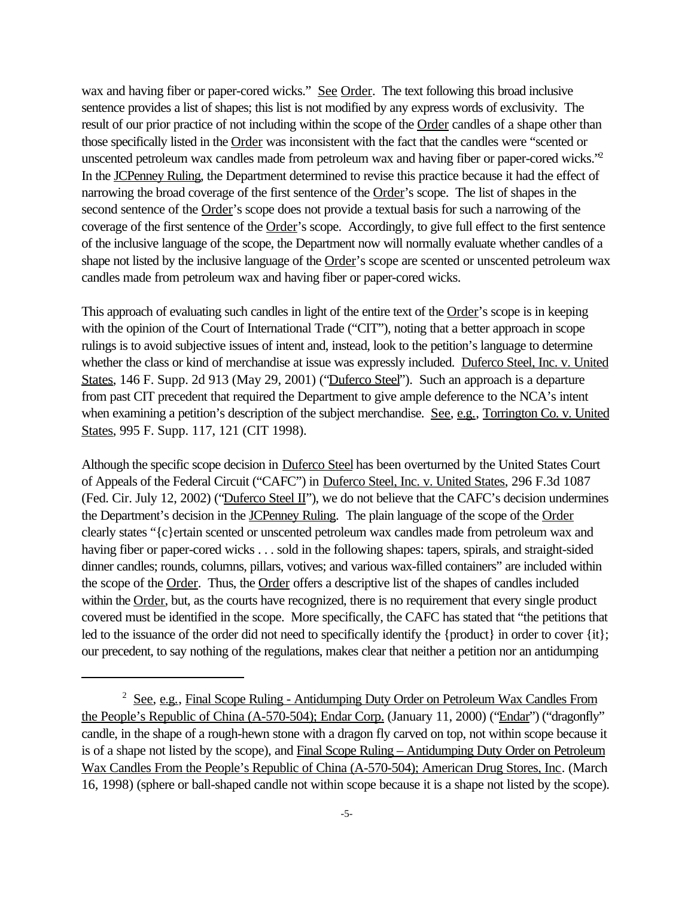wax and having fiber or paper-cored wicks." See Order. The text following this broad inclusive sentence provides a list of shapes; this list is not modified by any express words of exclusivity. The result of our prior practice of not including within the scope of the Order candles of a shape other than those specifically listed in the Order was inconsistent with the fact that the candles were "scented or unscented petroleum wax candles made from petroleum wax and having fiber or paper-cored wicks."[2] In the JCPenney Ruling, the Department determined to revise this practice because it had the effect of narrowing the broad coverage of the first sentence of the Order's scope. The list of shapes in the second sentence of the Order's scope does not provide a textual basis for such a narrowing of the coverage of the first sentence of the Order's scope. Accordingly, to give full effect to the first sentence of the inclusive language of the scope, the Department now will normally evaluate whether candles of a shape not listed by the inclusive language of the Order's scope are scented or unscented petroleum wax candles made from petroleum wax and having fiber or paper-cored wicks.

This approach of evaluating such candles in light of the entire text of the Order's scope is in keeping with the opinion of the Court of International Trade ("CIT"), noting that a better approach in scope rulings is to avoid subjective issues of intent and, instead, look to the petition's language to determine whether the class or kind of merchandise at issue was expressly included. Duferco Steel, Inc. v. United States, 146 F. Supp. 2d 913 (May 29, 2001) ("Duferco Steel"). Such an approach is a departure from past CIT precedent that required the Department to give ample deference to the NCA's intent when examining a petition's description of the subject merchandise. See, e.g., Torrington Co. v. United States, 995 F. Supp. 117, 121 (CIT 1998).

Although the specific scope decision in Duferco Steel has been overturned by the United States Court of Appeals of the Federal Circuit ("CAFC") in Duferco Steel, Inc. v. United States, 296 F.3d 1087 (Fed. Cir. July 12, 2002) ("Duferco Steel II"), we do not believe that the CAFC's decision undermines the Department's decision in the JCPenney Ruling. The plain language of the scope of the Order clearly states "{c}ertain scented or unscented petroleum wax candles made from petroleum wax and having fiber or paper-cored wicks . . . sold in the following shapes: tapers, spirals, and straight-sided dinner candles; rounds, columns, pillars, votives; and various wax-filled containers" are included within the scope of the Order. Thus, the Order offers a descriptive list of the shapes of candles included within the Order, but, as the courts have recognized, there is no requirement that every single product covered must be identified in the scope. More specifically, the CAFC has stated that "the petitions that led to the issuance of the order did not need to specifically identify the {product} in order to cover {it}; our precedent, to say nothing of the regulations, makes clear that neither a petition nor an antidumping

---

[2] See, e.g., Final Scope Ruling - Antidumping Duty Order on Petroleum Wax Candles From the People's Republic of China (A-570-504); Endar Corp. (January 11, 2000) ("Endar") ("dragonfly" candle, in the shape of a rough-hewn stone with a dragon fly carved on top, not within scope because it is of a shape not listed by the scope), and Final Scope Ruling – Antidumping Duty Order on Petroleum Wax Candles From the People's Republic of China (A-570-504); American Drug Stores, Inc. (March 16, 1998) (sphere or ball-shaped candle not within scope because it is a shape not listed by the scope).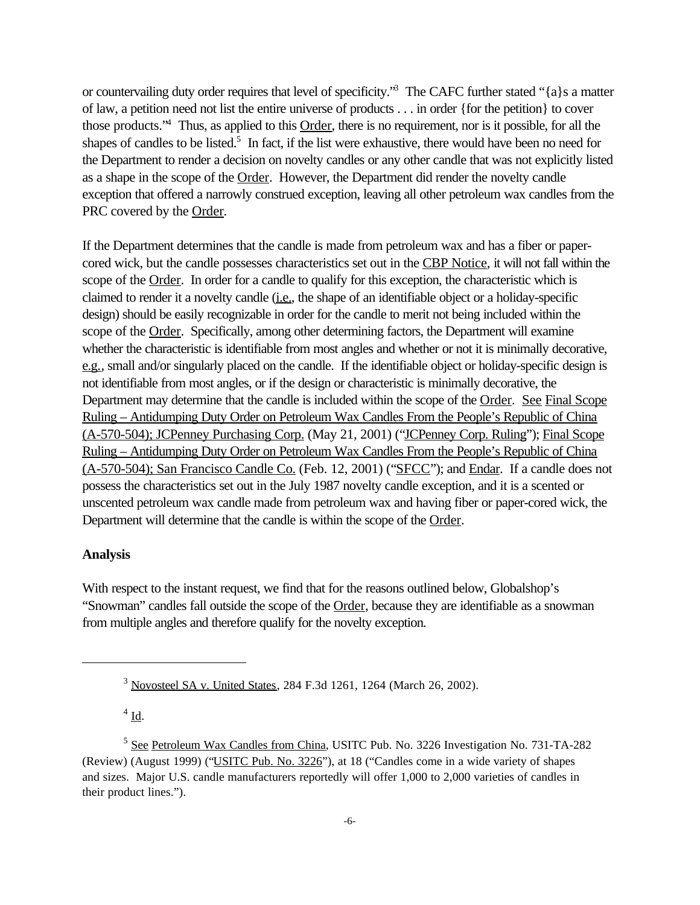or countervailing duty order requires that level of specificity."[3] The CAFC further stated "{a}s a matter of law, a petition need not list the entire universe of products . . . in order {for the petition} to cover those products."[4] Thus, as applied to this Order, there is no requirement, nor is it possible, for all the shapes of candles to be listed.[5] In fact, if the list were exhaustive, there would have been no need for the Department to render a decision on novelty candles or any other candle that was not explicitly listed as a shape in the scope of the Order. However, the Department did render the novelty candle exception that offered a narrowly construed exception, leaving all other petroleum wax candles from the PRC covered by the Order.

If the Department determines that the candle is made from petroleum wax and has a fiber or paper-cored wick, but the candle possesses characteristics set out in the CBP Notice, it will not fall within the scope of the Order. In order for a candle to qualify for this exception, the characteristic which is claimed to render it a novelty candle (i.e., the shape of an identifiable object or a holiday-specific design) should be easily recognizable in order for the candle to merit not being included within the scope of the Order. Specifically, among other determining factors, the Department will examine whether the characteristic is identifiable from most angles and whether or not it is minimally decorative, e.g., small and/or singularly placed on the candle. If the identifiable object or holiday-specific design is not identifiable from most angles, or if the design or characteristic is minimally decorative, the Department may determine that the candle is included within the scope of the Order. See Final Scope Ruling – Antidumping Duty Order on Petroleum Wax Candles From the People's Republic of China (A-570-504); JCPenney Purchasing Corp. (May 21, 2001) ("JCPenney Corp. Ruling"); Final Scope Ruling – Antidumping Duty Order on Petroleum Wax Candles From the People's Republic of China (A-570-504); San Francisco Candle Co. (Feb. 12, 2001) ("SFCC"); and Endar. If a candle does not possess the characteristics set out in the July 1987 novelty candle exception, and it is a scented or unscented petroleum wax candle made from petroleum wax and having fiber or paper-cored wick, the Department will determine that the candle is within the scope of the Order.

**Analysis**

With respect to the instant request, we find that for the reasons outlined below, Globalshop's "Snowman" candles fall outside the scope of the Order, because they are identifiable as a snowman from multiple angles and therefore qualify for the novelty exception.

---

[3] Novosteel SA v. United States, 284 F.3d 1261, 1264 (March 26, 2002).

[4] Id.

[5] See Petroleum Wax Candles from China, USITC Pub. No. 3226 Investigation No. 731-TA-282 (Review) (August 1999) ("USITC Pub. No. 3226"), at 18 ("Candles come in a wide variety of shapes and sizes. Major U.S. candle manufacturers reportedly will offer 1,000 to 2,000 varieties of candles in their product lines.").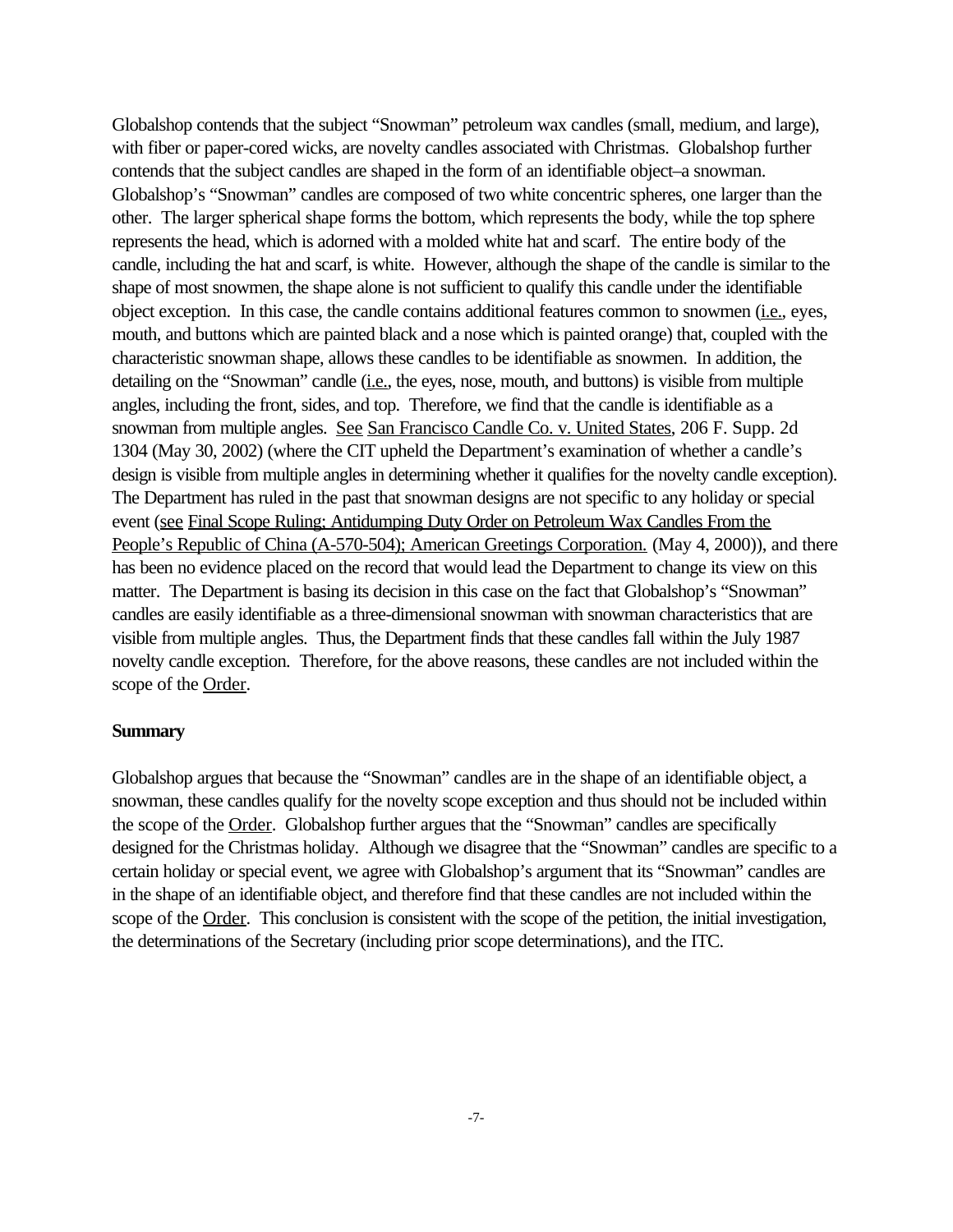Globalshop contends that the subject "Snowman" petroleum wax candles (small, medium, and large), with fiber or paper-cored wicks, are novelty candles associated with Christmas. Globalshop further contends that the subject candles are shaped in the form of an identifiable object–a snowman. Globalshop's "Snowman" candles are composed of two white concentric spheres, one larger than the other. The larger spherical shape forms the bottom, which represents the body, while the top sphere represents the head, which is adorned with a molded white hat and scarf. The entire body of the candle, including the hat and scarf, is white. However, although the shape of the candle is similar to the shape of most snowmen, the shape alone is not sufficient to qualify this candle under the identifiable object exception. In this case, the candle contains additional features common to snowmen (i.e., eyes, mouth, and buttons which are painted black and a nose which is painted orange) that, coupled with the characteristic snowman shape, allows these candles to be identifiable as snowmen. In addition, the detailing on the "Snowman" candle (i.e., the eyes, nose, mouth, and buttons) is visible from multiple angles, including the front, sides, and top. Therefore, we find that the candle is identifiable as a snowman from multiple angles. See San Francisco Candle Co. v. United States, 206 F. Supp. 2d 1304 (May 30, 2002) (where the CIT upheld the Department's examination of whether a candle's design is visible from multiple angles in determining whether it qualifies for the novelty candle exception). The Department has ruled in the past that snowman designs are not specific to any holiday or special event (see Final Scope Ruling; Antidumping Duty Order on Petroleum Wax Candles From the People's Republic of China (A-570-504); American Greetings Corporation. (May 4, 2000)), and there has been no evidence placed on the record that would lead the Department to change its view on this matter. The Department is basing its decision in this case on the fact that Globalshop's "Snowman" candles are easily identifiable as a three-dimensional snowman with snowman characteristics that are visible from multiple angles. Thus, the Department finds that these candles fall within the July 1987 novelty candle exception. Therefore, for the above reasons, these candles are not included within the scope of the Order.

**Summary**

Globalshop argues that because the "Snowman" candles are in the shape of an identifiable object, a snowman, these candles qualify for the novelty scope exception and thus should not be included within the scope of the Order. Globalshop further argues that the "Snowman" candles are specifically designed for the Christmas holiday. Although we disagree that the "Snowman" candles are specific to a certain holiday or special event, we agree with Globalshop's argument that its "Snowman" candles are in the shape of an identifiable object, and therefore find that these candles are not included within the scope of the Order. This conclusion is consistent with the scope of the petition, the initial investigation, the determinations of the Secretary (including prior scope determinations), and the ITC.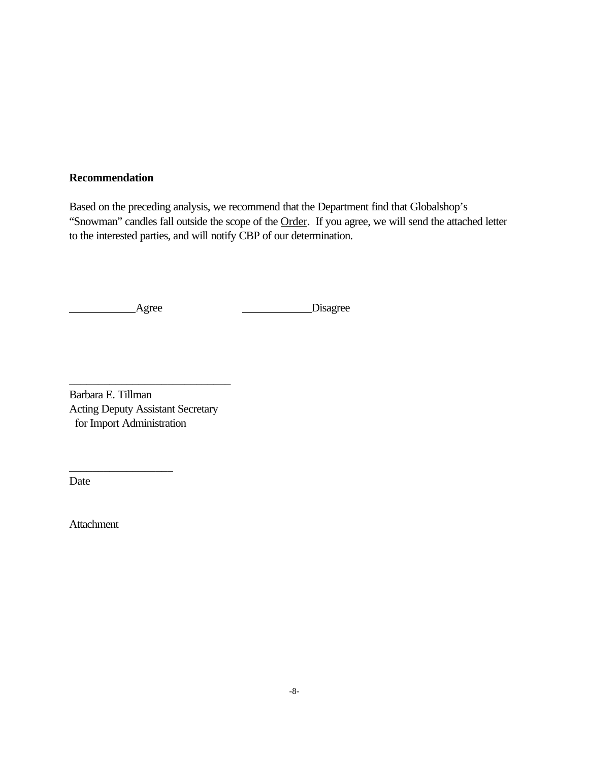**Recommendation**

Based on the preceding analysis, we recommend that the Department find that Globalshop's "Snowman" candles fall outside the scope of the Order. If you agree, we will send the attached letter to the interested parties, and will notify CBP of our determination.

\_\_\_\_\_\_\_\_\_\_\_\_Agree                    \_\_\_\_\_\_\_\_\_\_\_\_Disagree

\_\_\_\_\_\_\_\_\_\_\_\_\_\_\_\_\_\_\_\_\_\_\_\_\_\_\_\_\_\_

Barbara E. Tillman
Acting Deputy Assistant Secretary
for Import Administration

\_\_\_\_\_\_\_\_\_\_\_\_\_\_\_\_\_\_\_\_

Date

Attachment